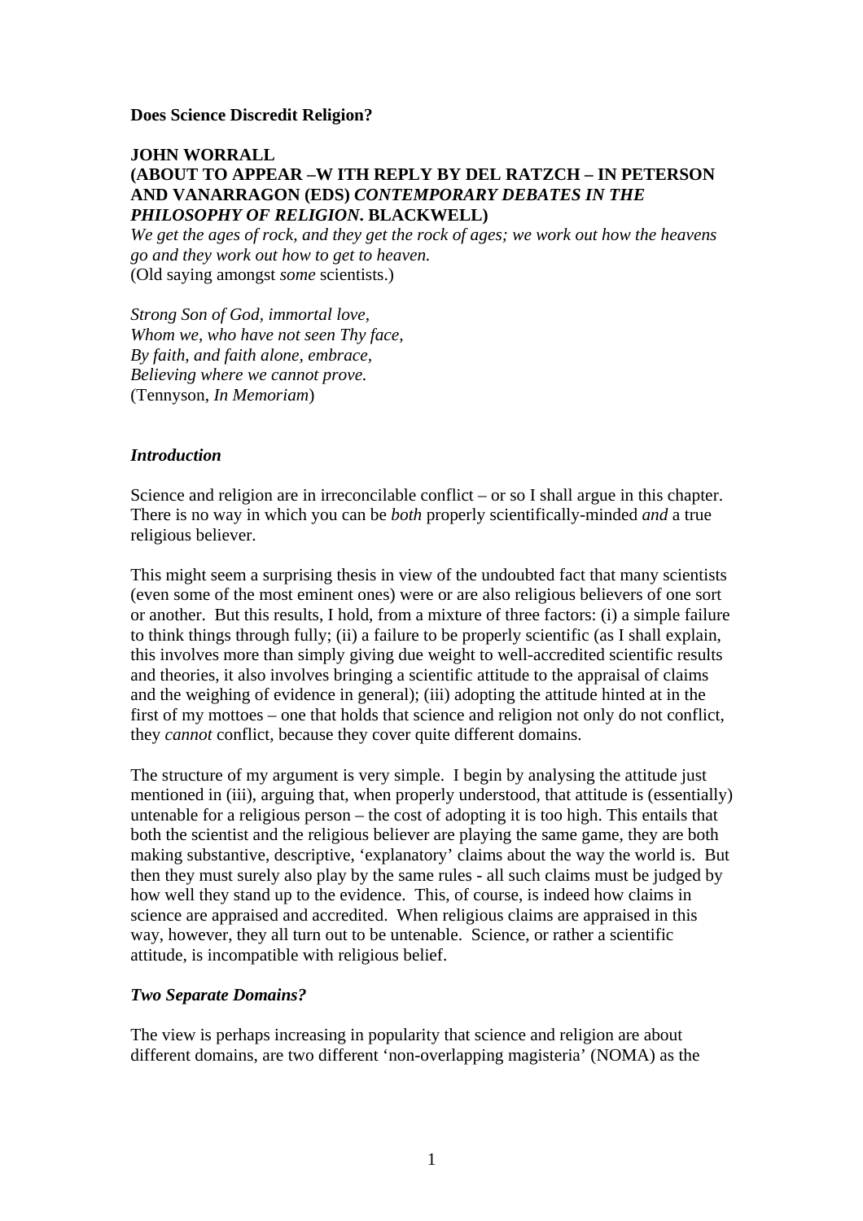**Does Science Discredit Religion?**

**JOHN WORRALL**
**(ABOUT TO APPEAR –W ITH REPLY BY DEL RATZCH – IN PETERSON AND VANARRAGON (EDS) *CONTEMPORARY DEBATES IN THE PHILOSOPHY OF RELIGION*. BLACKWELL)**

*We get the ages of rock, and they get the rock of ages; we work out how the heavens go and they work out how to get to heaven.*
(Old saying amongst *some* scientists.)

*Strong Son of God, immortal love,*
*Whom we, who have not seen Thy face,*
*By faith, and faith alone, embrace,*
*Believing where we cannot prove.*
(Tennyson, *In Memoriam*)

## *Introduction*

Science and religion are in irreconcilable conflict – or so I shall argue in this chapter. There is no way in which you can be *both* properly scientifically-minded *and* a true religious believer.

This might seem a surprising thesis in view of the undoubted fact that many scientists (even some of the most eminent ones) were or are also religious believers of one sort or another. But this results, I hold, from a mixture of three factors: (i) a simple failure to think things through fully; (ii) a failure to be properly scientific (as I shall explain, this involves more than simply giving due weight to well-accredited scientific results and theories, it also involves bringing a scientific attitude to the appraisal of claims and the weighing of evidence in general); (iii) adopting the attitude hinted at in the first of my mottoes – one that holds that science and religion not only do not conflict, they *cannot* conflict, because they cover quite different domains.

The structure of my argument is very simple. I begin by analysing the attitude just mentioned in (iii), arguing that, when properly understood, that attitude is (essentially) untenable for a religious person – the cost of adopting it is too high. This entails that both the scientist and the religious believer are playing the same game, they are both making substantive, descriptive, 'explanatory' claims about the way the world is. But then they must surely also play by the same rules - all such claims must be judged by how well they stand up to the evidence. This, of course, is indeed how claims in science are appraised and accredited. When religious claims are appraised in this way, however, they all turn out to be untenable. Science, or rather a scientific attitude, is incompatible with religious belief.

## *Two Separate Domains?*

The view is perhaps increasing in popularity that science and religion are about different domains, are two different 'non-overlapping magisteria' (NOMA) as the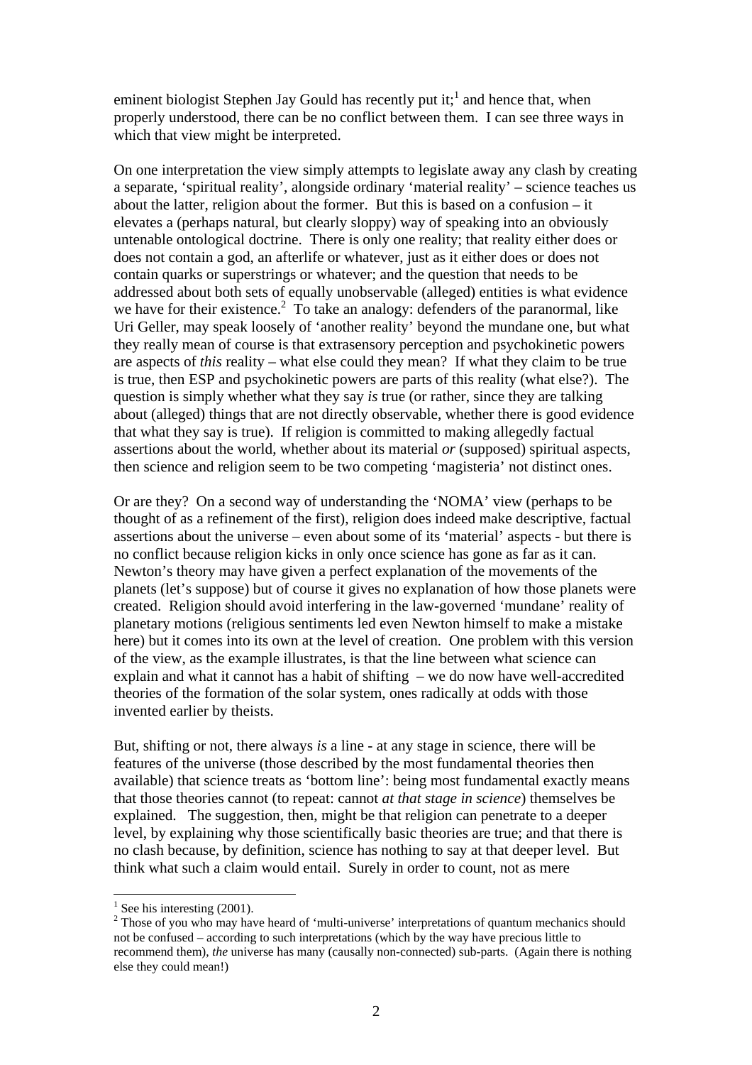eminent biologist Stephen Jay Gould has recently put it;[1] and hence that, when properly understood, there can be no conflict between them. I can see three ways in which that view might be interpreted.

On one interpretation the view simply attempts to legislate away any clash by creating a separate, 'spiritual reality', alongside ordinary 'material reality' – science teaches us about the latter, religion about the former. But this is based on a confusion – it elevates a (perhaps natural, but clearly sloppy) way of speaking into an obviously untenable ontological doctrine. There is only one reality; that reality either does or does not contain a god, an afterlife or whatever, just as it either does or does not contain quarks or superstrings or whatever; and the question that needs to be addressed about both sets of equally unobservable (alleged) entities is what evidence we have for their existence.[2] To take an analogy: defenders of the paranormal, like Uri Geller, may speak loosely of 'another reality' beyond the mundane one, but what they really mean of course is that extrasensory perception and psychokinetic powers are aspects of *this* reality – what else could they mean? If what they claim to be true is true, then ESP and psychokinetic powers are parts of this reality (what else?). The question is simply whether what they say *is* true (or rather, since they are talking about (alleged) things that are not directly observable, whether there is good evidence that what they say is true). If religion is committed to making allegedly factual assertions about the world, whether about its material *or* (supposed) spiritual aspects, then science and religion seem to be two competing 'magisteria' not distinct ones.

Or are they? On a second way of understanding the 'NOMA' view (perhaps to be thought of as a refinement of the first), religion does indeed make descriptive, factual assertions about the universe – even about some of its 'material' aspects - but there is no conflict because religion kicks in only once science has gone as far as it can. Newton's theory may have given a perfect explanation of the movements of the planets (let's suppose) but of course it gives no explanation of how those planets were created. Religion should avoid interfering in the law-governed 'mundane' reality of planetary motions (religious sentiments led even Newton himself to make a mistake here) but it comes into its own at the level of creation. One problem with this version of the view, as the example illustrates, is that the line between what science can explain and what it cannot has a habit of shifting – we do now have well-accredited theories of the formation of the solar system, ones radically at odds with those invented earlier by theists.

But, shifting or not, there always *is* a line - at any stage in science, there will be features of the universe (those described by the most fundamental theories then available) that science treats as 'bottom line': being most fundamental exactly means that those theories cannot (to repeat: cannot *at that stage in science*) themselves be explained. The suggestion, then, might be that religion can penetrate to a deeper level, by explaining why those scientifically basic theories are true; and that there is no clash because, by definition, science has nothing to say at that deeper level. But think what such a claim would entail. Surely in order to count, not as mere

[1] See his interesting (2001).

[2] Those of you who may have heard of 'multi-universe' interpretations of quantum mechanics should not be confused – according to such interpretations (which by the way have precious little to recommend them), *the* universe has many (causally non-connected) sub-parts. (Again there is nothing else they could mean!)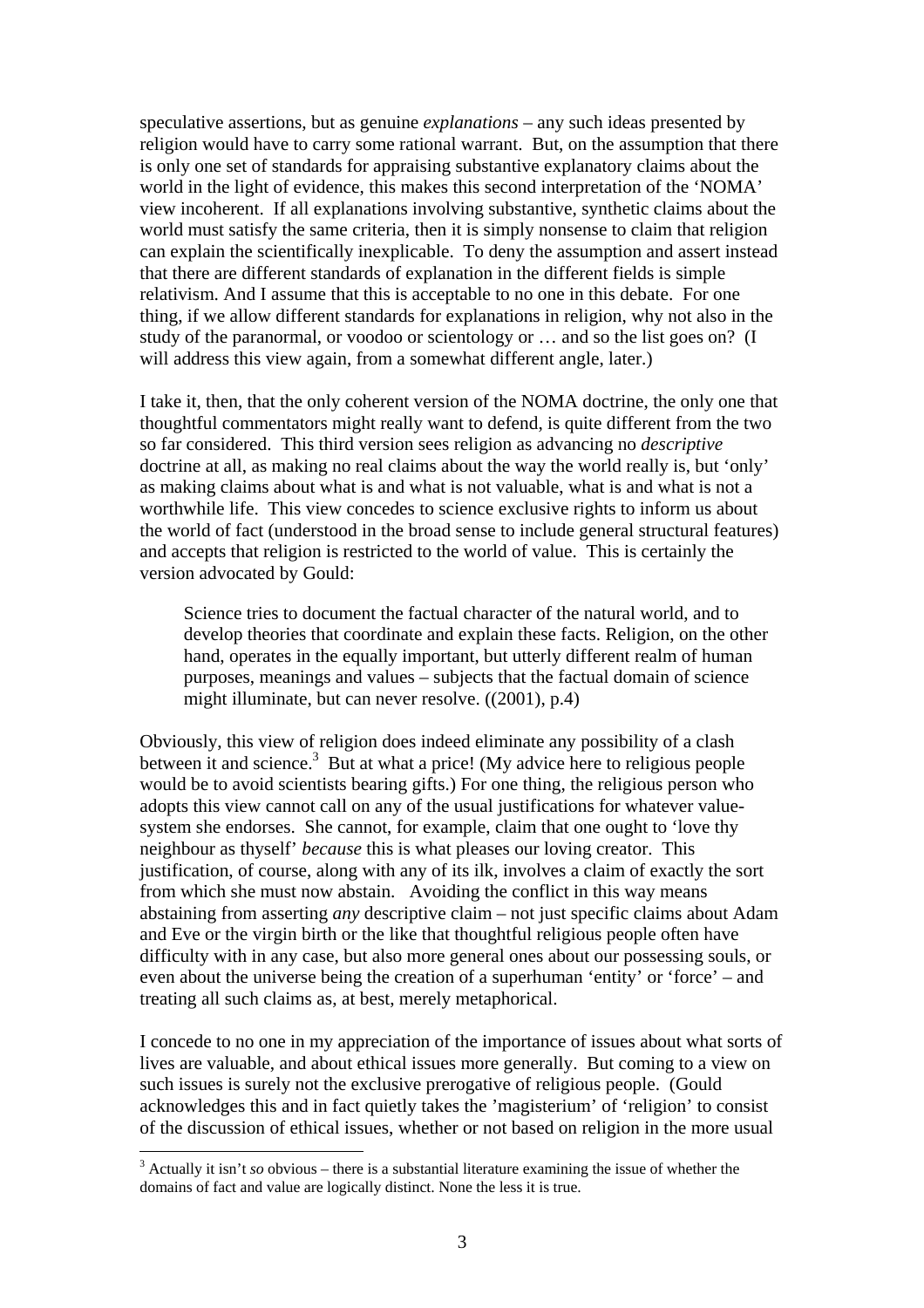speculative assertions, but as genuine *explanations* – any such ideas presented by religion would have to carry some rational warrant. But, on the assumption that there is only one set of standards for appraising substantive explanatory claims about the world in the light of evidence, this makes this second interpretation of the 'NOMA' view incoherent. If all explanations involving substantive, synthetic claims about the world must satisfy the same criteria, then it is simply nonsense to claim that religion can explain the scientifically inexplicable. To deny the assumption and assert instead that there are different standards of explanation in the different fields is simple relativism. And I assume that this is acceptable to no one in this debate. For one thing, if we allow different standards for explanations in religion, why not also in the study of the paranormal, or voodoo or scientology or … and so the list goes on? (I will address this view again, from a somewhat different angle, later.)

I take it, then, that the only coherent version of the NOMA doctrine, the only one that thoughtful commentators might really want to defend, is quite different from the two so far considered. This third version sees religion as advancing no *descriptive* doctrine at all, as making no real claims about the way the world really is, but 'only' as making claims about what is and what is not valuable, what is and what is not a worthwhile life. This view concedes to science exclusive rights to inform us about the world of fact (understood in the broad sense to include general structural features) and accepts that religion is restricted to the world of value. This is certainly the version advocated by Gould:

> Science tries to document the factual character of the natural world, and to develop theories that coordinate and explain these facts. Religion, on the other hand, operates in the equally important, but utterly different realm of human purposes, meanings and values – subjects that the factual domain of science might illuminate, but can never resolve. ((2001), p.4)

Obviously, this view of religion does indeed eliminate any possibility of a clash between it and science.[3] But at what a price! (My advice here to religious people would be to avoid scientists bearing gifts.) For one thing, the religious person who adopts this view cannot call on any of the usual justifications for whatever value-system she endorses. She cannot, for example, claim that one ought to 'love thy neighbour as thyself' *because* this is what pleases our loving creator. This justification, of course, along with any of its ilk, involves a claim of exactly the sort from which she must now abstain. Avoiding the conflict in this way means abstaining from asserting *any* descriptive claim – not just specific claims about Adam and Eve or the virgin birth or the like that thoughtful religious people often have difficulty with in any case, but also more general ones about our possessing souls, or even about the universe being the creation of a superhuman 'entity' or 'force' – and treating all such claims as, at best, merely metaphorical.

I concede to no one in my appreciation of the importance of issues about what sorts of lives are valuable, and about ethical issues more generally. But coming to a view on such issues is surely not the exclusive prerogative of religious people. (Gould acknowledges this and in fact quietly takes the 'magisterium' of 'religion' to consist of the discussion of ethical issues, whether or not based on religion in the more usual

[3] Actually it isn't *so* obvious – there is a substantial literature examining the issue of whether the domains of fact and value are logically distinct. None the less it is true.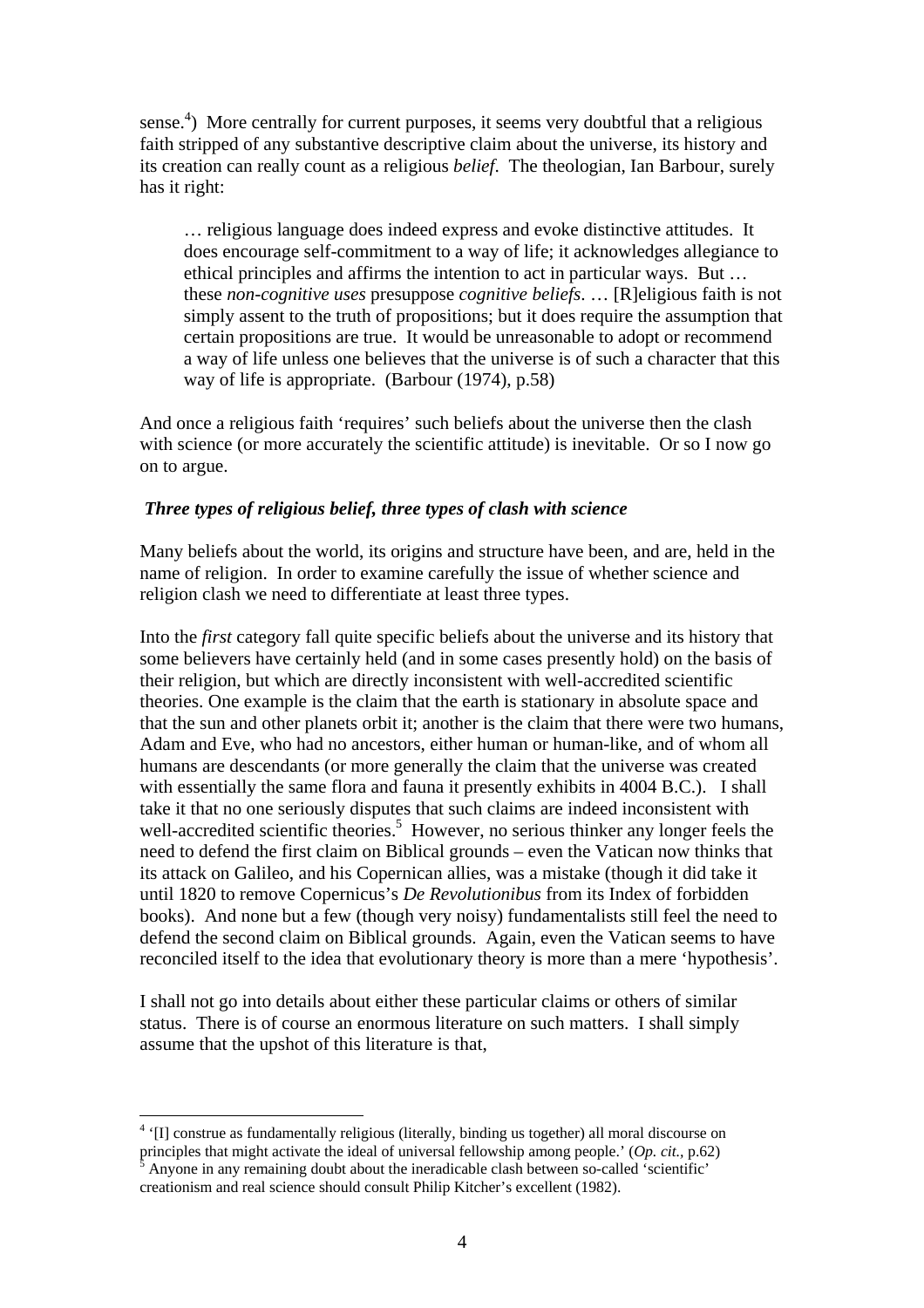sense.[4]) More centrally for current purposes, it seems very doubtful that a religious faith stripped of any substantive descriptive claim about the universe, its history and its creation can really count as a religious *belief*. The theologian, Ian Barbour, surely has it right:

> … religious language does indeed express and evoke distinctive attitudes. It does encourage self-commitment to a way of life; it acknowledges allegiance to ethical principles and affirms the intention to act in particular ways. But … these *non-cognitive uses* presuppose *cognitive beliefs*. … [R]eligious faith is not simply assent to the truth of propositions; but it does require the assumption that certain propositions are true. It would be unreasonable to adopt or recommend a way of life unless one believes that the universe is of such a character that this way of life is appropriate. (Barbour (1974), p.58)

And once a religious faith 'requires' such beliefs about the universe then the clash with science (or more accurately the scientific attitude) is inevitable. Or so I now go on to argue.

### *Three types of religious belief, three types of clash with science*

Many beliefs about the world, its origins and structure have been, and are, held in the name of religion. In order to examine carefully the issue of whether science and religion clash we need to differentiate at least three types.

Into the *first* category fall quite specific beliefs about the universe and its history that some believers have certainly held (and in some cases presently hold) on the basis of their religion, but which are directly inconsistent with well-accredited scientific theories. One example is the claim that the earth is stationary in absolute space and that the sun and other planets orbit it; another is the claim that there were two humans, Adam and Eve, who had no ancestors, either human or human-like, and of whom all humans are descendants (or more generally the claim that the universe was created with essentially the same flora and fauna it presently exhibits in 4004 B.C.). I shall take it that no one seriously disputes that such claims are indeed inconsistent with well-accredited scientific theories.[5] However, no serious thinker any longer feels the need to defend the first claim on Biblical grounds – even the Vatican now thinks that its attack on Galileo, and his Copernican allies, was a mistake (though it did take it until 1820 to remove Copernicus's *De Revolutionibus* from its Index of forbidden books). And none but a few (though very noisy) fundamentalists still feel the need to defend the second claim on Biblical grounds. Again, even the Vatican seems to have reconciled itself to the idea that evolutionary theory is more than a mere 'hypothesis'.

I shall not go into details about either these particular claims or others of similar status. There is of course an enormous literature on such matters. I shall simply assume that the upshot of this literature is that,

---

[4] '[I] construe as fundamentally religious (literally, binding us together) all moral discourse on principles that might activate the ideal of universal fellowship among people.' (*Op. cit.*, p.62)

[5] Anyone in any remaining doubt about the ineradicable clash between so-called 'scientific' creationism and real science should consult Philip Kitcher's excellent (1982).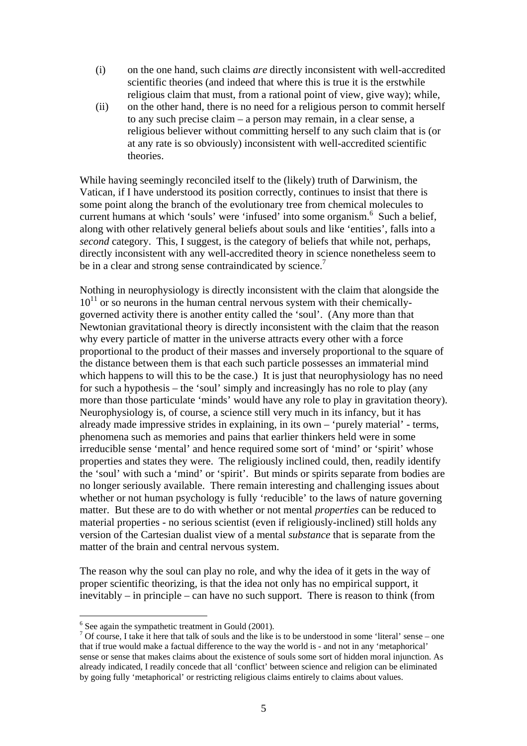(i) on the one hand, such claims *are* directly inconsistent with well-accredited scientific theories (and indeed that where this is true it is the erstwhile religious claim that must, from a rational point of view, give way); while,

(ii) on the other hand, there is no need for a religious person to commit herself to any such precise claim – a person may remain, in a clear sense, a religious believer without committing herself to any such claim that is (or at any rate is so obviously) inconsistent with well-accredited scientific theories.

While having seemingly reconciled itself to the (likely) truth of Darwinism, the Vatican, if I have understood its position correctly, continues to insist that there is some point along the branch of the evolutionary tree from chemical molecules to current humans at which 'souls' were 'infused' into some organism.[6] Such a belief, along with other relatively general beliefs about souls and like 'entities', falls into a *second* category. This, I suggest, is the category of beliefs that while not, perhaps, directly inconsistent with any well-accredited theory in science nonetheless seem to be in a clear and strong sense contraindicated by science.[7]

Nothing in neurophysiology is directly inconsistent with the claim that alongside the $10^{11}$ or so neurons in the human central nervous system with their chemically-governed activity there is another entity called the 'soul'. (Any more than that Newtonian gravitational theory is directly inconsistent with the claim that the reason why every particle of matter in the universe attracts every other with a force proportional to the product of their masses and inversely proportional to the square of the distance between them is that each such particle possesses an immaterial mind which happens to will this to be the case.) It is just that neurophysiology has no need for such a hypothesis – the 'soul' simply and increasingly has no role to play (any more than those particulate 'minds' would have any role to play in gravitation theory). Neurophysiology is, of course, a science still very much in its infancy, but it has already made impressive strides in explaining, in its own – 'purely material' - terms, phenomena such as memories and pains that earlier thinkers held were in some irreducible sense 'mental' and hence required some sort of 'mind' or 'spirit' whose properties and states they were. The religiously inclined could, then, readily identify the 'soul' with such a 'mind' or 'spirit'. But minds or spirits separate from bodies are no longer seriously available. There remain interesting and challenging issues about whether or not human psychology is fully 'reducible' to the laws of nature governing matter. But these are to do with whether or not mental *properties* can be reduced to material properties - no serious scientist (even if religiously-inclined) still holds any version of the Cartesian dualist view of a mental *substance* that is separate from the matter of the brain and central nervous system.

The reason why the soul can play no role, and why the idea of it gets in the way of proper scientific theorizing, is that the idea not only has no empirical support, it inevitably – in principle – can have no such support. There is reason to think (from

---

[6] See again the sympathetic treatment in Gould (2001).

[7] Of course, I take it here that talk of souls and the like is to be understood in some 'literal' sense – one that if true would make a factual difference to the way the world is - and not in any 'metaphorical' sense or sense that makes claims about the existence of souls some sort of hidden moral injunction. As already indicated, I readily concede that all 'conflict' between science and religion can be eliminated by going fully 'metaphorical' or restricting religious claims entirely to claims about values.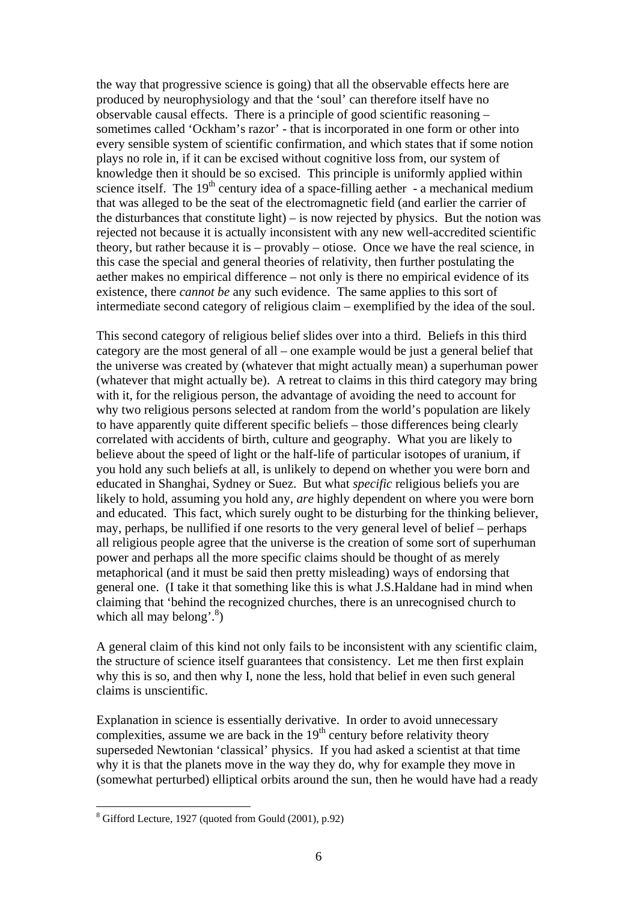the way that progressive science is going) that all the observable effects here are produced by neurophysiology and that the 'soul' can therefore itself have no observable causal effects. There is a principle of good scientific reasoning – sometimes called 'Ockham's razor' - that is incorporated in one form or other into every sensible system of scientific confirmation, and which states that if some notion plays no role in, if it can be excised without cognitive loss from, our system of knowledge then it should be so excised. This principle is uniformly applied within science itself. The 19th century idea of a space-filling aether - a mechanical medium that was alleged to be the seat of the electromagnetic field (and earlier the carrier of the disturbances that constitute light) – is now rejected by physics. But the notion was rejected not because it is actually inconsistent with any new well-accredited scientific theory, but rather because it is – provably – otiose. Once we have the real science, in this case the special and general theories of relativity, then further postulating the aether makes no empirical difference – not only is there no empirical evidence of its existence, there *cannot be* any such evidence. The same applies to this sort of intermediate second category of religious claim – exemplified by the idea of the soul.

This second category of religious belief slides over into a third. Beliefs in this third category are the most general of all – one example would be just a general belief that the universe was created by (whatever that might actually mean) a superhuman power (whatever that might actually be). A retreat to claims in this third category may bring with it, for the religious person, the advantage of avoiding the need to account for why two religious persons selected at random from the world's population are likely to have apparently quite different specific beliefs – those differences being clearly correlated with accidents of birth, culture and geography. What you are likely to believe about the speed of light or the half-life of particular isotopes of uranium, if you hold any such beliefs at all, is unlikely to depend on whether you were born and educated in Shanghai, Sydney or Suez. But what *specific* religious beliefs you are likely to hold, assuming you hold any, *are* highly dependent on where you were born and educated. This fact, which surely ought to be disturbing for the thinking believer, may, perhaps, be nullified if one resorts to the very general level of belief – perhaps all religious people agree that the universe is the creation of some sort of superhuman power and perhaps all the more specific claims should be thought of as merely metaphorical (and it must be said then pretty misleading) ways of endorsing that general one. (I take it that something like this is what J.S.Haldane had in mind when claiming that 'behind the recognized churches, there is an unrecognised church to which all may belong'.[8])

A general claim of this kind not only fails to be inconsistent with any scientific claim, the structure of science itself guarantees that consistency. Let me then first explain why this is so, and then why I, none the less, hold that belief in even such general claims is unscientific.

Explanation in science is essentially derivative. In order to avoid unnecessary complexities, assume we are back in the 19th century before relativity theory superseded Newtonian 'classical' physics. If you had asked a scientist at that time why it is that the planets move in the way they do, why for example they move in (somewhat perturbed) elliptical orbits around the sun, then he would have had a ready

[8] Gifford Lecture, 1927 (quoted from Gould (2001), p.92)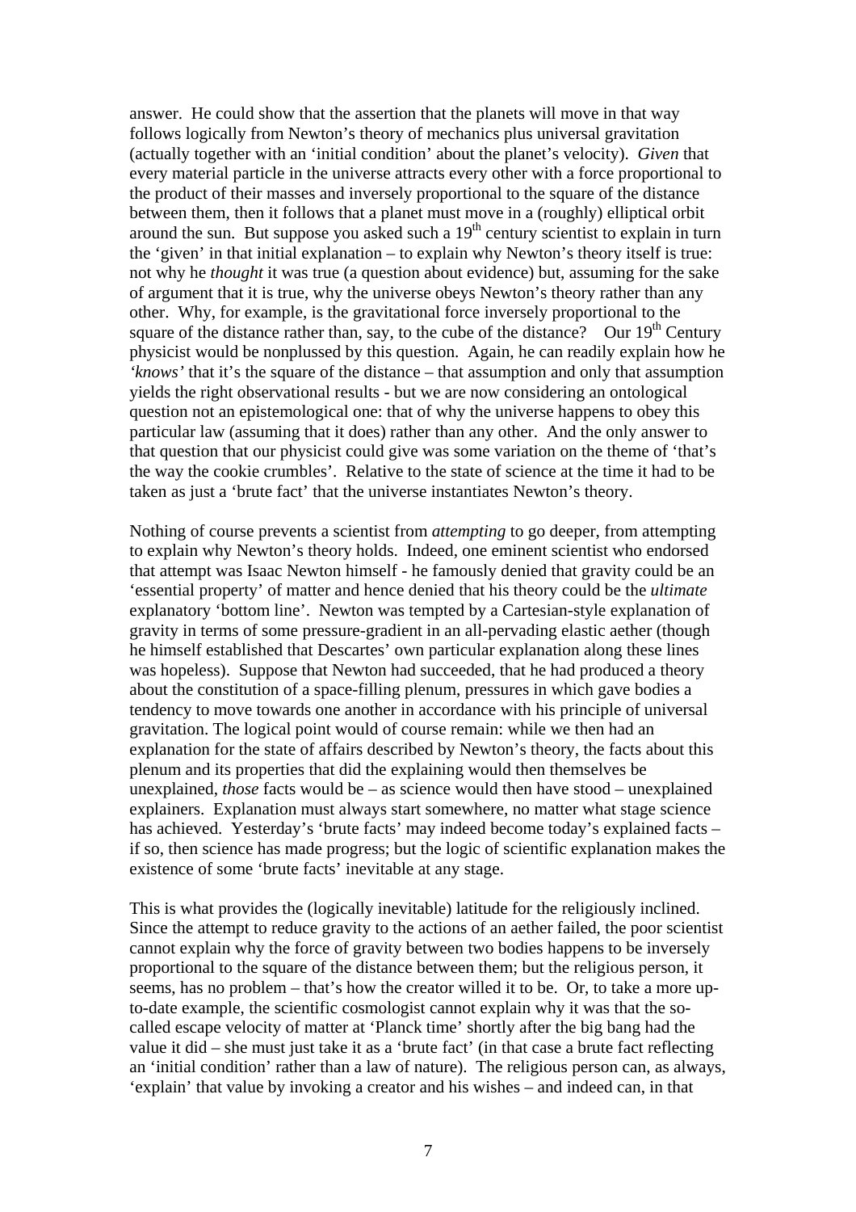answer. He could show that the assertion that the planets will move in that way follows logically from Newton's theory of mechanics plus universal gravitation (actually together with an 'initial condition' about the planet's velocity). *Given* that every material particle in the universe attracts every other with a force proportional to the product of their masses and inversely proportional to the square of the distance between them, then it follows that a planet must move in a (roughly) elliptical orbit around the sun. But suppose you asked such a 19th century scientist to explain in turn the 'given' in that initial explanation – to explain why Newton's theory itself is true: not why he *thought* it was true (a question about evidence) but, assuming for the sake of argument that it is true, why the universe obeys Newton's theory rather than any other. Why, for example, is the gravitational force inversely proportional to the square of the distance rather than, say, to the cube of the distance? Our 19th Century physicist would be nonplussed by this question. Again, he can readily explain how he *'knows'* that it's the square of the distance – that assumption and only that assumption yields the right observational results - but we are now considering an ontological question not an epistemological one: that of why the universe happens to obey this particular law (assuming that it does) rather than any other. And the only answer to that question that our physicist could give was some variation on the theme of 'that's the way the cookie crumbles'. Relative to the state of science at the time it had to be taken as just a 'brute fact' that the universe instantiates Newton's theory.

Nothing of course prevents a scientist from *attempting* to go deeper, from attempting to explain why Newton's theory holds. Indeed, one eminent scientist who endorsed that attempt was Isaac Newton himself - he famously denied that gravity could be an 'essential property' of matter and hence denied that his theory could be the *ultimate* explanatory 'bottom line'. Newton was tempted by a Cartesian-style explanation of gravity in terms of some pressure-gradient in an all-pervading elastic aether (though he himself established that Descartes' own particular explanation along these lines was hopeless). Suppose that Newton had succeeded, that he had produced a theory about the constitution of a space-filling plenum, pressures in which gave bodies a tendency to move towards one another in accordance with his principle of universal gravitation. The logical point would of course remain: while we then had an explanation for the state of affairs described by Newton's theory, the facts about this plenum and its properties that did the explaining would then themselves be unexplained, *those* facts would be – as science would then have stood – unexplained explainers. Explanation must always start somewhere, no matter what stage science has achieved. Yesterday's 'brute facts' may indeed become today's explained facts – if so, then science has made progress; but the logic of scientific explanation makes the existence of some 'brute facts' inevitable at any stage.

This is what provides the (logically inevitable) latitude for the religiously inclined. Since the attempt to reduce gravity to the actions of an aether failed, the poor scientist cannot explain why the force of gravity between two bodies happens to be inversely proportional to the square of the distance between them; but the religious person, it seems, has no problem – that's how the creator willed it to be. Or, to take a more up-to-date example, the scientific cosmologist cannot explain why it was that the so-called escape velocity of matter at 'Planck time' shortly after the big bang had the value it did – she must just take it as a 'brute fact' (in that case a brute fact reflecting an 'initial condition' rather than a law of nature). The religious person can, as always, 'explain' that value by invoking a creator and his wishes – and indeed can, in that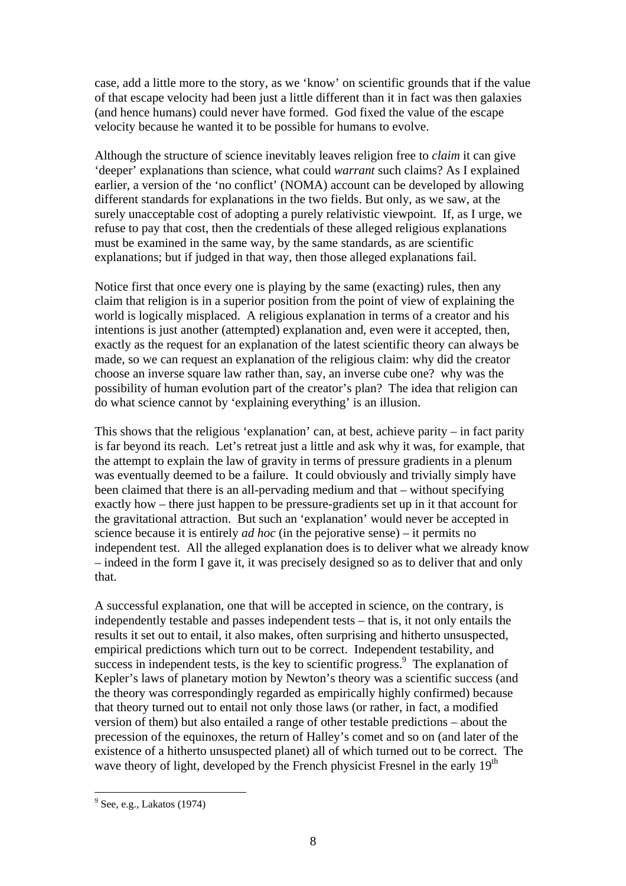case, add a little more to the story, as we 'know' on scientific grounds that if the value of that escape velocity had been just a little different than it in fact was then galaxies (and hence humans) could never have formed. God fixed the value of the escape velocity because he wanted it to be possible for humans to evolve.

Although the structure of science inevitably leaves religion free to *claim* it can give 'deeper' explanations than science, what could *warrant* such claims? As I explained earlier, a version of the 'no conflict' (NOMA) account can be developed by allowing different standards for explanations in the two fields. But only, as we saw, at the surely unacceptable cost of adopting a purely relativistic viewpoint. If, as I urge, we refuse to pay that cost, then the credentials of these alleged religious explanations must be examined in the same way, by the same standards, as are scientific explanations; but if judged in that way, then those alleged explanations fail.

Notice first that once every one is playing by the same (exacting) rules, then any claim that religion is in a superior position from the point of view of explaining the world is logically misplaced. A religious explanation in terms of a creator and his intentions is just another (attempted) explanation and, even were it accepted, then, exactly as the request for an explanation of the latest scientific theory can always be made, so we can request an explanation of the religious claim: why did the creator choose an inverse square law rather than, say, an inverse cube one? why was the possibility of human evolution part of the creator's plan? The idea that religion can do what science cannot by 'explaining everything' is an illusion.

This shows that the religious 'explanation' can, at best, achieve parity – in fact parity is far beyond its reach. Let's retreat just a little and ask why it was, for example, that the attempt to explain the law of gravity in terms of pressure gradients in a plenum was eventually deemed to be a failure. It could obviously and trivially simply have been claimed that there is an all-pervading medium and that – without specifying exactly how – there just happen to be pressure-gradients set up in it that account for the gravitational attraction. But such an 'explanation' would never be accepted in science because it is entirely *ad hoc* (in the pejorative sense) – it permits no independent test. All the alleged explanation does is to deliver what we already know – indeed in the form I gave it, it was precisely designed so as to deliver that and only that.

A successful explanation, one that will be accepted in science, on the contrary, is independently testable and passes independent tests – that is, it not only entails the results it set out to entail, it also makes, often surprising and hitherto unsuspected, empirical predictions which turn out to be correct. Independent testability, and success in independent tests, is the key to scientific progress.[9] The explanation of Kepler's laws of planetary motion by Newton's theory was a scientific success (and the theory was correspondingly regarded as empirically highly confirmed) because that theory turned out to entail not only those laws (or rather, in fact, a modified version of them) but also entailed a range of other testable predictions – about the precession of the equinoxes, the return of Halley's comet and so on (and later of the existence of a hitherto unsuspected planet) all of which turned out to be correct. The wave theory of light, developed by the French physicist Fresnel in the early 19th

[9] See, e.g., Lakatos (1974)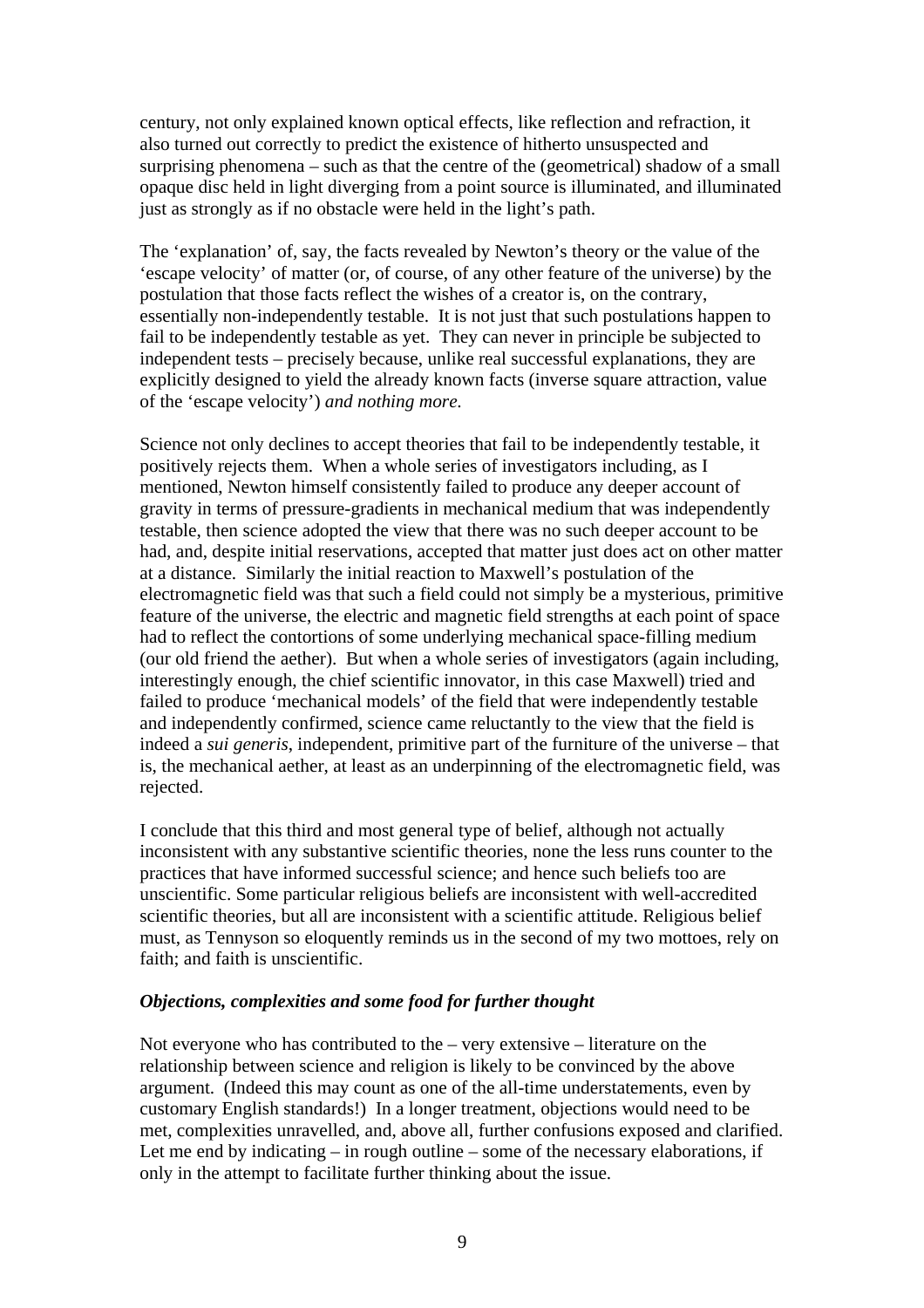century, not only explained known optical effects, like reflection and refraction, it also turned out correctly to predict the existence of hitherto unsuspected and surprising phenomena – such as that the centre of the (geometrical) shadow of a small opaque disc held in light diverging from a point source is illuminated, and illuminated just as strongly as if no obstacle were held in the light's path.

The 'explanation' of, say, the facts revealed by Newton's theory or the value of the 'escape velocity' of matter (or, of course, of any other feature of the universe) by the postulation that those facts reflect the wishes of a creator is, on the contrary, essentially non-independently testable. It is not just that such postulations happen to fail to be independently testable as yet. They can never in principle be subjected to independent tests – precisely because, unlike real successful explanations, they are explicitly designed to yield the already known facts (inverse square attraction, value of the 'escape velocity') *and nothing more.*

Science not only declines to accept theories that fail to be independently testable, it positively rejects them. When a whole series of investigators including, as I mentioned, Newton himself consistently failed to produce any deeper account of gravity in terms of pressure-gradients in mechanical medium that was independently testable, then science adopted the view that there was no such deeper account to be had, and, despite initial reservations, accepted that matter just does act on other matter at a distance. Similarly the initial reaction to Maxwell's postulation of the electromagnetic field was that such a field could not simply be a mysterious, primitive feature of the universe, the electric and magnetic field strengths at each point of space had to reflect the contortions of some underlying mechanical space-filling medium (our old friend the aether). But when a whole series of investigators (again including, interestingly enough, the chief scientific innovator, in this case Maxwell) tried and failed to produce 'mechanical models' of the field that were independently testable and independently confirmed, science came reluctantly to the view that the field is indeed a *sui generis*, independent, primitive part of the furniture of the universe – that is, the mechanical aether, at least as an underpinning of the electromagnetic field, was rejected.

I conclude that this third and most general type of belief, although not actually inconsistent with any substantive scientific theories, none the less runs counter to the practices that have informed successful science; and hence such beliefs too are unscientific. Some particular religious beliefs are inconsistent with well-accredited scientific theories, but all are inconsistent with a scientific attitude. Religious belief must, as Tennyson so eloquently reminds us in the second of my two mottoes, rely on faith; and faith is unscientific.

### *Objections, complexities and some food for further thought*

Not everyone who has contributed to the – very extensive – literature on the relationship between science and religion is likely to be convinced by the above argument. (Indeed this may count as one of the all-time understatements, even by customary English standards!) In a longer treatment, objections would need to be met, complexities unravelled, and, above all, further confusions exposed and clarified. Let me end by indicating – in rough outline – some of the necessary elaborations, if only in the attempt to facilitate further thinking about the issue.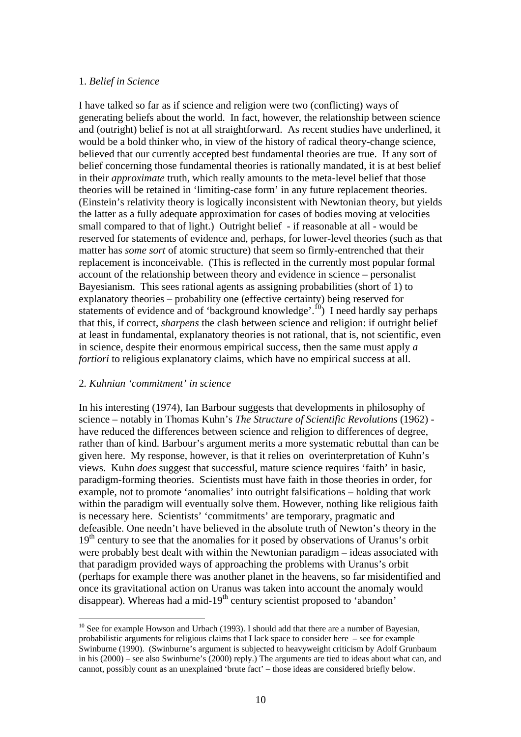1. *Belief in Science*

I have talked so far as if science and religion were two (conflicting) ways of generating beliefs about the world. In fact, however, the relationship between science and (outright) belief is not at all straightforward. As recent studies have underlined, it would be a bold thinker who, in view of the history of radical theory-change science, believed that our currently accepted best fundamental theories are true. If any sort of belief concerning those fundamental theories is rationally mandated, it is at best belief in their *approximate* truth, which really amounts to the meta-level belief that those theories will be retained in 'limiting-case form' in any future replacement theories. (Einstein's relativity theory is logically inconsistent with Newtonian theory, but yields the latter as a fully adequate approximation for cases of bodies moving at velocities small compared to that of light.) Outright belief - if reasonable at all - would be reserved for statements of evidence and, perhaps, for lower-level theories (such as that matter has *some sort* of atomic structure) that seem so firmly-entrenched that their replacement is inconceivable. (This is reflected in the currently most popular formal account of the relationship between theory and evidence in science – personalist Bayesianism. This sees rational agents as assigning probabilities (short of 1) to explanatory theories – probability one (effective certainty) being reserved for statements of evidence and of 'background knowledge'.[10]) I need hardly say perhaps that this, if correct, *sharpens* the clash between science and religion: if outright belief at least in fundamental, explanatory theories is not rational, that is, not scientific, even in science, despite their enormous empirical success, then the same must apply *a fortiori* to religious explanatory claims, which have no empirical success at all.

2. *Kuhnian 'commitment' in science*

In his interesting (1974), Ian Barbour suggests that developments in philosophy of science – notably in Thomas Kuhn's *The Structure of Scientific Revolutions* (1962) - have reduced the differences between science and religion to differences of degree, rather than of kind. Barbour's argument merits a more systematic rebuttal than can be given here. My response, however, is that it relies on overinterpretation of Kuhn's views. Kuhn *does* suggest that successful, mature science requires 'faith' in basic, paradigm-forming theories. Scientists must have faith in those theories in order, for example, not to promote 'anomalies' into outright falsifications – holding that work within the paradigm will eventually solve them. However, nothing like religious faith is necessary here. Scientists' 'commitments' are temporary, pragmatic and defeasible. One needn't have believed in the absolute truth of Newton's theory in the 19th century to see that the anomalies for it posed by observations of Uranus's orbit were probably best dealt with within the Newtonian paradigm – ideas associated with that paradigm provided ways of approaching the problems with Uranus's orbit (perhaps for example there was another planet in the heavens, so far misidentified and once its gravitational action on Uranus was taken into account the anomaly would disappear). Whereas had a mid-19th century scientist proposed to 'abandon'

[10] See for example Howson and Urbach (1993). I should add that there are a number of Bayesian, probabilistic arguments for religious claims that I lack space to consider here – see for example Swinburne (1990). (Swinburne's argument is subjected to heavyweight criticism by Adolf Grunbaum in his (2000) – see also Swinburne's (2000) reply.) The arguments are tied to ideas about what can, and cannot, possibly count as an unexplained 'brute fact' – those ideas are considered briefly below.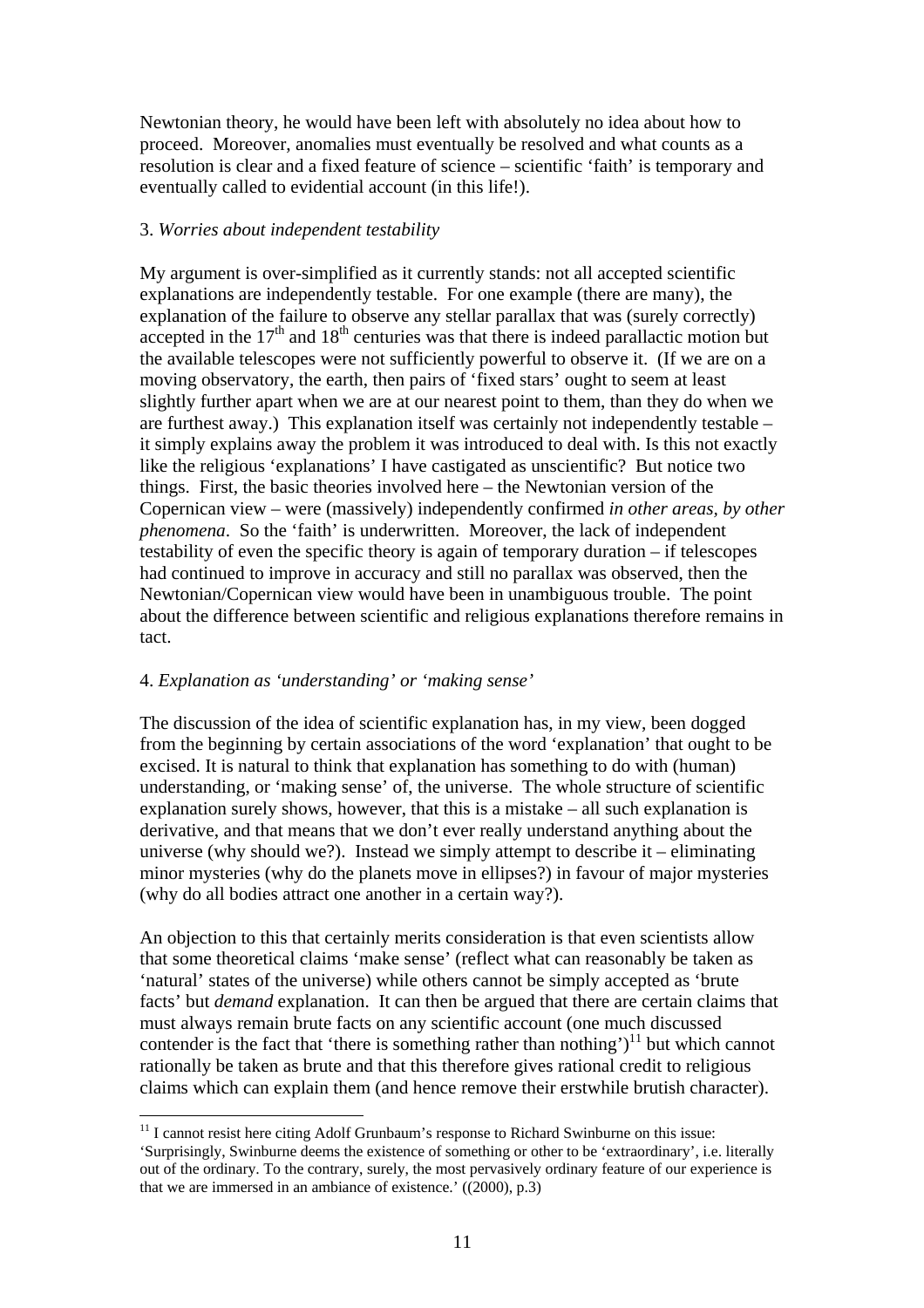Newtonian theory, he would have been left with absolutely no idea about how to proceed. Moreover, anomalies must eventually be resolved and what counts as a resolution is clear and a fixed feature of science – scientific 'faith' is temporary and eventually called to evidential account (in this life!).

3. *Worries about independent testability*

My argument is over-simplified as it currently stands: not all accepted scientific explanations are independently testable. For one example (there are many), the explanation of the failure to observe any stellar parallax that was (surely correctly) accepted in the 17th and 18th centuries was that there is indeed parallactic motion but the available telescopes were not sufficiently powerful to observe it. (If we are on a moving observatory, the earth, then pairs of 'fixed stars' ought to seem at least slightly further apart when we are at our nearest point to them, than they do when we are furthest away.) This explanation itself was certainly not independently testable – it simply explains away the problem it was introduced to deal with. Is this not exactly like the religious 'explanations' I have castigated as unscientific? But notice two things. First, the basic theories involved here – the Newtonian version of the Copernican view – were (massively) independently confirmed *in other areas, by other phenomena*. So the 'faith' is underwritten. Moreover, the lack of independent testability of even the specific theory is again of temporary duration – if telescopes had continued to improve in accuracy and still no parallax was observed, then the Newtonian/Copernican view would have been in unambiguous trouble. The point about the difference between scientific and religious explanations therefore remains in tact.

4. *Explanation as 'understanding' or 'making sense'*

The discussion of the idea of scientific explanation has, in my view, been dogged from the beginning by certain associations of the word 'explanation' that ought to be excised. It is natural to think that explanation has something to do with (human) understanding, or 'making sense' of, the universe. The whole structure of scientific explanation surely shows, however, that this is a mistake – all such explanation is derivative, and that means that we don't ever really understand anything about the universe (why should we?). Instead we simply attempt to describe it – eliminating minor mysteries (why do the planets move in ellipses?) in favour of major mysteries (why do all bodies attract one another in a certain way?).

An objection to this that certainly merits consideration is that even scientists allow that some theoretical claims 'make sense' (reflect what can reasonably be taken as 'natural' states of the universe) while others cannot be simply accepted as 'brute facts' but *demand* explanation. It can then be argued that there are certain claims that must always remain brute facts on any scientific account (one much discussed contender is the fact that 'there is something rather than nothing')[11] but which cannot rationally be taken as brute and that this therefore gives rational credit to religious claims which can explain them (and hence remove their erstwhile brutish character).

[11] I cannot resist here citing Adolf Grunbaum's response to Richard Swinburne on this issue: 'Surprisingly, Swinburne deems the existence of something or other to be 'extraordinary', i.e. literally out of the ordinary. To the contrary, surely, the most pervasively ordinary feature of our experience is that we are immersed in an ambiance of existence.' ((2000), p.3)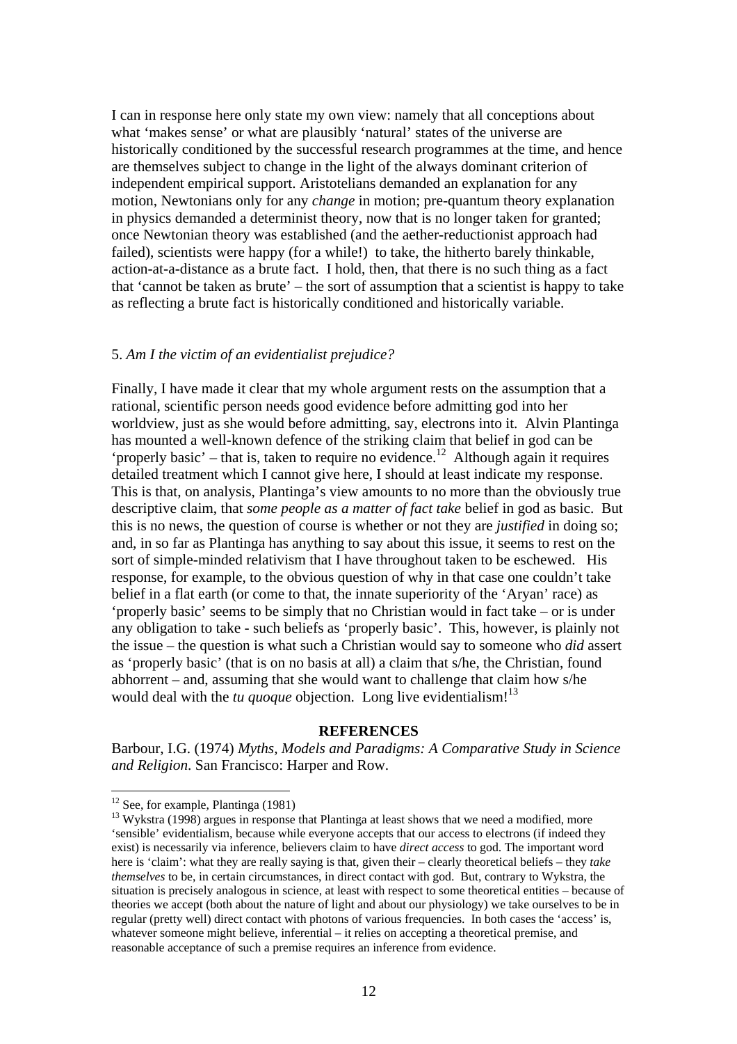I can in response here only state my own view: namely that all conceptions about what 'makes sense' or what are plausibly 'natural' states of the universe are historically conditioned by the successful research programmes at the time, and hence are themselves subject to change in the light of the always dominant criterion of independent empirical support. Aristotelians demanded an explanation for any motion, Newtonians only for any *change* in motion; pre-quantum theory explanation in physics demanded a determinist theory, now that is no longer taken for granted; once Newtonian theory was established (and the aether-reductionist approach had failed), scientists were happy (for a while!) to take, the hitherto barely thinkable, action-at-a-distance as a brute fact. I hold, then, that there is no such thing as a fact that 'cannot be taken as brute' – the sort of assumption that a scientist is happy to take as reflecting a brute fact is historically conditioned and historically variable.

5. *Am I the victim of an evidentialist prejudice?*

Finally, I have made it clear that my whole argument rests on the assumption that a rational, scientific person needs good evidence before admitting god into her worldview, just as she would before admitting, say, electrons into it. Alvin Plantinga has mounted a well-known defence of the striking claim that belief in god can be 'properly basic' – that is, taken to require no evidence.[12] Although again it requires detailed treatment which I cannot give here, I should at least indicate my response. This is that, on analysis, Plantinga's view amounts to no more than the obviously true descriptive claim, that *some people as a matter of fact take* belief in god as basic. But this is no news, the question of course is whether or not they are *justified* in doing so; and, in so far as Plantinga has anything to say about this issue, it seems to rest on the sort of simple-minded relativism that I have throughout taken to be eschewed. His response, for example, to the obvious question of why in that case one couldn't take belief in a flat earth (or come to that, the innate superiority of the 'Aryan' race) as 'properly basic' seems to be simply that no Christian would in fact take – or is under any obligation to take - such beliefs as 'properly basic'. This, however, is plainly not the issue – the question is what such a Christian would say to someone who *did* assert as 'properly basic' (that is on no basis at all) a claim that s/he, the Christian, found abhorrent – and, assuming that she would want to challenge that claim how s/he would deal with the *tu quoque* objection. Long live evidentialism![13]

## REFERENCES

Barbour, I.G. (1974) *Myths, Models and Paradigms: A Comparative Study in Science and Religion*. San Francisco: Harper and Row.

---

[12] See, for example, Plantinga (1981)

[13] Wykstra (1998) argues in response that Plantinga at least shows that we need a modified, more 'sensible' evidentialism, because while everyone accepts that our access to electrons (if indeed they exist) is necessarily via inference, believers claim to have *direct access* to god. The important word here is 'claim': what they are really saying is that, given their – clearly theoretical beliefs – they *take themselves* to be, in certain circumstances, in direct contact with god. But, contrary to Wykstra, the situation is precisely analogous in science, at least with respect to some theoretical entities – because of theories we accept (both about the nature of light and about our physiology) we take ourselves to be in regular (pretty well) direct contact with photons of various frequencies. In both cases the 'access' is, whatever someone might believe, inferential – it relies on accepting a theoretical premise, and reasonable acceptance of such a premise requires an inference from evidence.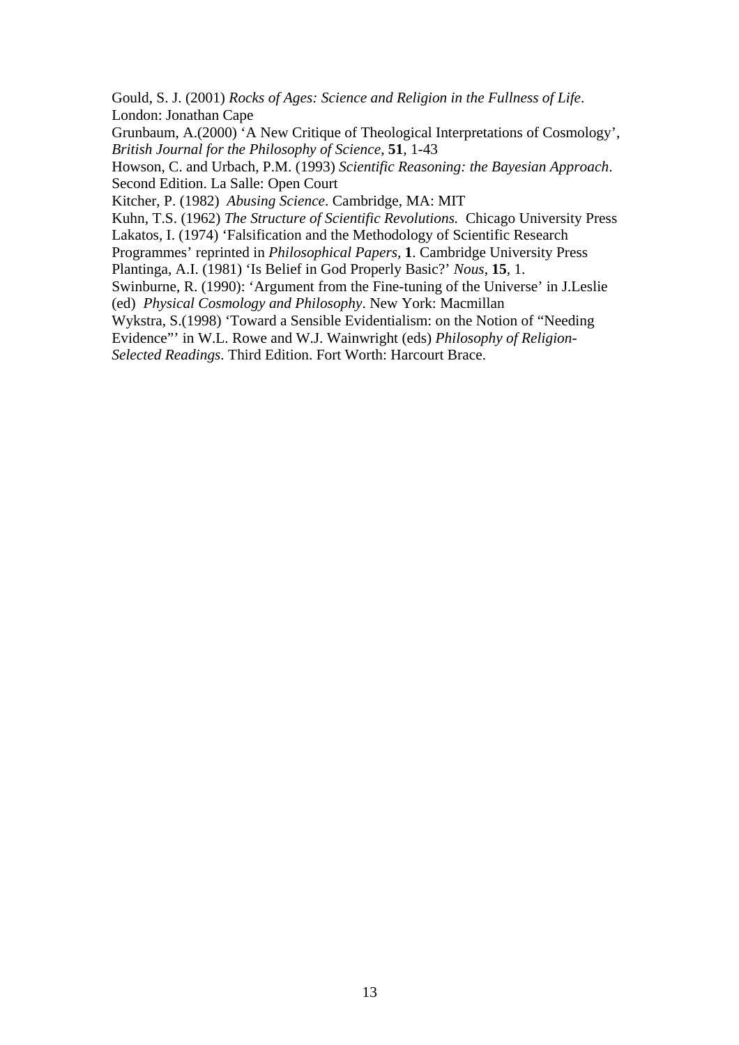Gould, S. J. (2001) *Rocks of Ages: Science and Religion in the Fullness of Life*. London: Jonathan Cape

Grunbaum, A.(2000) 'A New Critique of Theological Interpretations of Cosmology', *British Journal for the Philosophy of Science*, **51**, 1-43

Howson, C. and Urbach, P.M. (1993) *Scientific Reasoning: the Bayesian Approach*. Second Edition. La Salle: Open Court

Kitcher, P. (1982) *Abusing Science*. Cambridge, MA: MIT

Kuhn, T.S. (1962) *The Structure of Scientific Revolutions.* Chicago University Press

Lakatos, I. (1974) 'Falsification and the Methodology of Scientific Research Programmes' reprinted in *Philosophical Papers*, **1**. Cambridge University Press

Plantinga, A.I. (1981) 'Is Belief in God Properly Basic?' *Nous*, **15**, 1.

Swinburne, R. (1990): 'Argument from the Fine-tuning of the Universe' in J.Leslie (ed) *Physical Cosmology and Philosophy*. New York: Macmillan

Wykstra, S.(1998) 'Toward a Sensible Evidentialism: on the Notion of "Needing Evidence"' in W.L. Rowe and W.J. Wainwright (eds) *Philosophy of Religion-Selected Readings*. Third Edition. Fort Worth: Harcourt Brace.